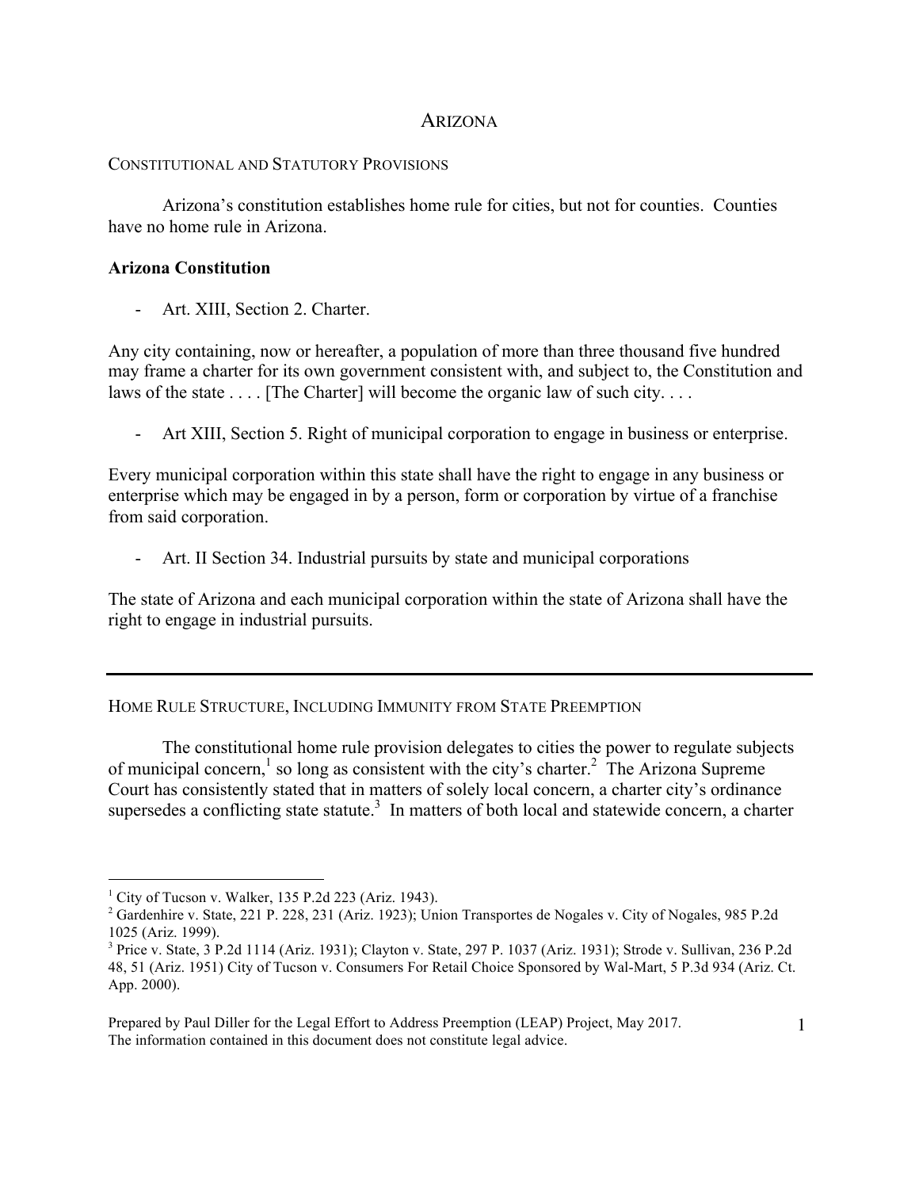# ARIZONA

## CONSTITUTIONAL AND STATUTORY PROVISIONS

Arizona's constitution establishes home rule for cities, but not for counties. Counties have no home rule in Arizona.

**Arizona Constitution**

- Art. XIII, Section 2. Charter.

Any city containing, now or hereafter, a population of more than three thousand five hundred may frame a charter for its own government consistent with, and subject to, the Constitution and laws of the state . . . . [The Charter] will become the organic law of such city. . . .

- Art XIII, Section 5. Right of municipal corporation to engage in business or enterprise.

Every municipal corporation within this state shall have the right to engage in any business or enterprise which may be engaged in by a person, form or corporation by virtue of a franchise from said corporation.

- Art. II Section 34. Industrial pursuits by state and municipal corporations

The state of Arizona and each municipal corporation within the state of Arizona shall have the right to engage in industrial pursuits.

---

## HOME RULE STRUCTURE, INCLUDING IMMUNITY FROM STATE PREEMPTION

The constitutional home rule provision delegates to cities the power to regulate subjects of municipal concern,[1] so long as consistent with the city's charter.[2] The Arizona Supreme Court has consistently stated that in matters of solely local concern, a charter city's ordinance supersedes a conflicting state statute.[3] In matters of both local and statewide concern, a charter

---

[1] City of Tucson v. Walker, 135 P.2d 223 (Ariz. 1943).

[2] Gardenhire v. State, 221 P. 228, 231 (Ariz. 1923); Union Transportes de Nogales v. City of Nogales, 985 P.2d 1025 (Ariz. 1999).

[3] Price v. State, 3 P.2d 1114 (Ariz. 1931); Clayton v. State, 297 P. 1037 (Ariz. 1931); Strode v. Sullivan, 236 P.2d 48, 51 (Ariz. 1951) City of Tucson v. Consumers For Retail Choice Sponsored by Wal-Mart, 5 P.3d 934 (Ariz. Ct. App. 2000).

Prepared by Paul Diller for the Legal Effort to Address Preemption (LEAP) Project, May 2017. The information contained in this document does not constitute legal advice.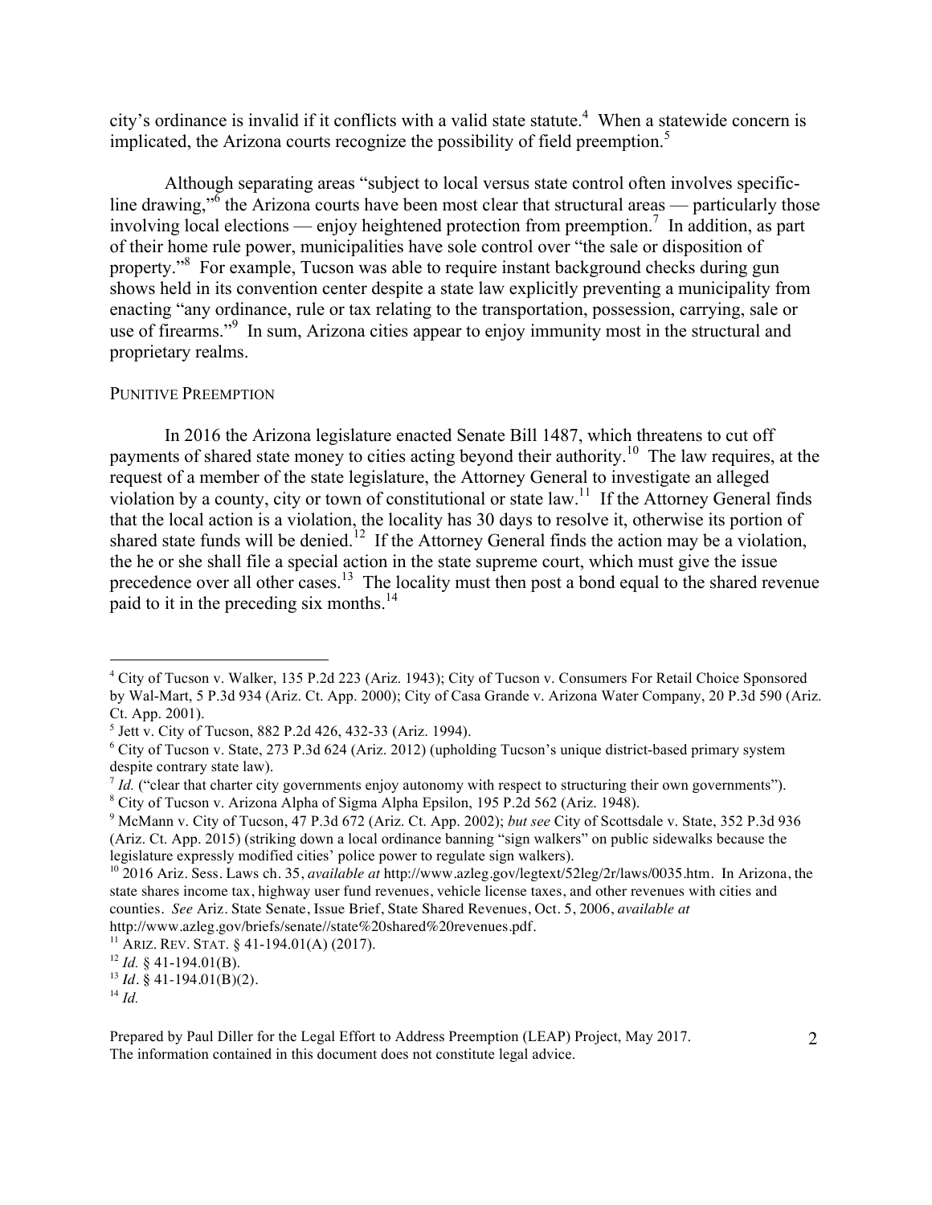city's ordinance is invalid if it conflicts with a valid state statute.[4] When a statewide concern is implicated, the Arizona courts recognize the possibility of field preemption.[5]

Although separating areas "subject to local versus state control often involves specific-line drawing,"[6] the Arizona courts have been most clear that structural areas — particularly those involving local elections — enjoy heightened protection from preemption.[7] In addition, as part of their home rule power, municipalities have sole control over "the sale or disposition of property."[8] For example, Tucson was able to require instant background checks during gun shows held in its convention center despite a state law explicitly preventing a municipality from enacting "any ordinance, rule or tax relating to the transportation, possession, carrying, sale or use of firearms."[9] In sum, Arizona cities appear to enjoy immunity most in the structural and proprietary realms.

### PUNITIVE PREEMPTION

In 2016 the Arizona legislature enacted Senate Bill 1487, which threatens to cut off payments of shared state money to cities acting beyond their authority.[10] The law requires, at the request of a member of the state legislature, the Attorney General to investigate an alleged violation by a county, city or town of constitutional or state law.[11] If the Attorney General finds that the local action is a violation, the locality has 30 days to resolve it, otherwise its portion of shared state funds will be denied.[12] If the Attorney General finds the action may be a violation, the he or she shall file a special action in the state supreme court, which must give the issue precedence over all other cases.[13] The locality must then post a bond equal to the shared revenue paid to it in the preceding six months.[14]

---

[4] City of Tucson v. Walker, 135 P.2d 223 (Ariz. 1943); City of Tucson v. Consumers For Retail Choice Sponsored by Wal-Mart, 5 P.3d 934 (Ariz. Ct. App. 2000); City of Casa Grande v. Arizona Water Company, 20 P.3d 590 (Ariz. Ct. App. 2001).

[5] Jett v. City of Tucson, 882 P.2d 426, 432-33 (Ariz. 1994).

[6] City of Tucson v. State, 273 P.3d 624 (Ariz. 2012) (upholding Tucson's unique district-based primary system despite contrary state law).

[7] *Id.* ("clear that charter city governments enjoy autonomy with respect to structuring their own governments").

[8] City of Tucson v. Arizona Alpha of Sigma Alpha Epsilon, 195 P.2d 562 (Ariz. 1948).

[9] McMann v. City of Tucson, 47 P.3d 672 (Ariz. Ct. App. 2002); *but see* City of Scottsdale v. State, 352 P.3d 936 (Ariz. Ct. App. 2015) (striking down a local ordinance banning "sign walkers" on public sidewalks because the legislature expressly modified cities' police power to regulate sign walkers).

[10] 2016 Ariz. Sess. Laws ch. 35, *available at* http://www.azleg.gov/legtext/52leg/2r/laws/0035.htm. In Arizona, the state shares income tax, highway user fund revenues, vehicle license taxes, and other revenues with cities and counties. *See* Ariz. State Senate, Issue Brief, State Shared Revenues, Oct. 5, 2006, *available at* http://www.azleg.gov/briefs/senate//state%20shared%20revenues.pdf.

[11] ARIZ. REV. STAT. § 41-194.01(A) (2017).

[12] *Id.* § 41-194.01(B).

[13] *Id*. § 41-194.01(B)(2).

[14] *Id.*

Prepared by Paul Diller for the Legal Effort to Address Preemption (LEAP) Project, May 2017. The information contained in this document does not constitute legal advice.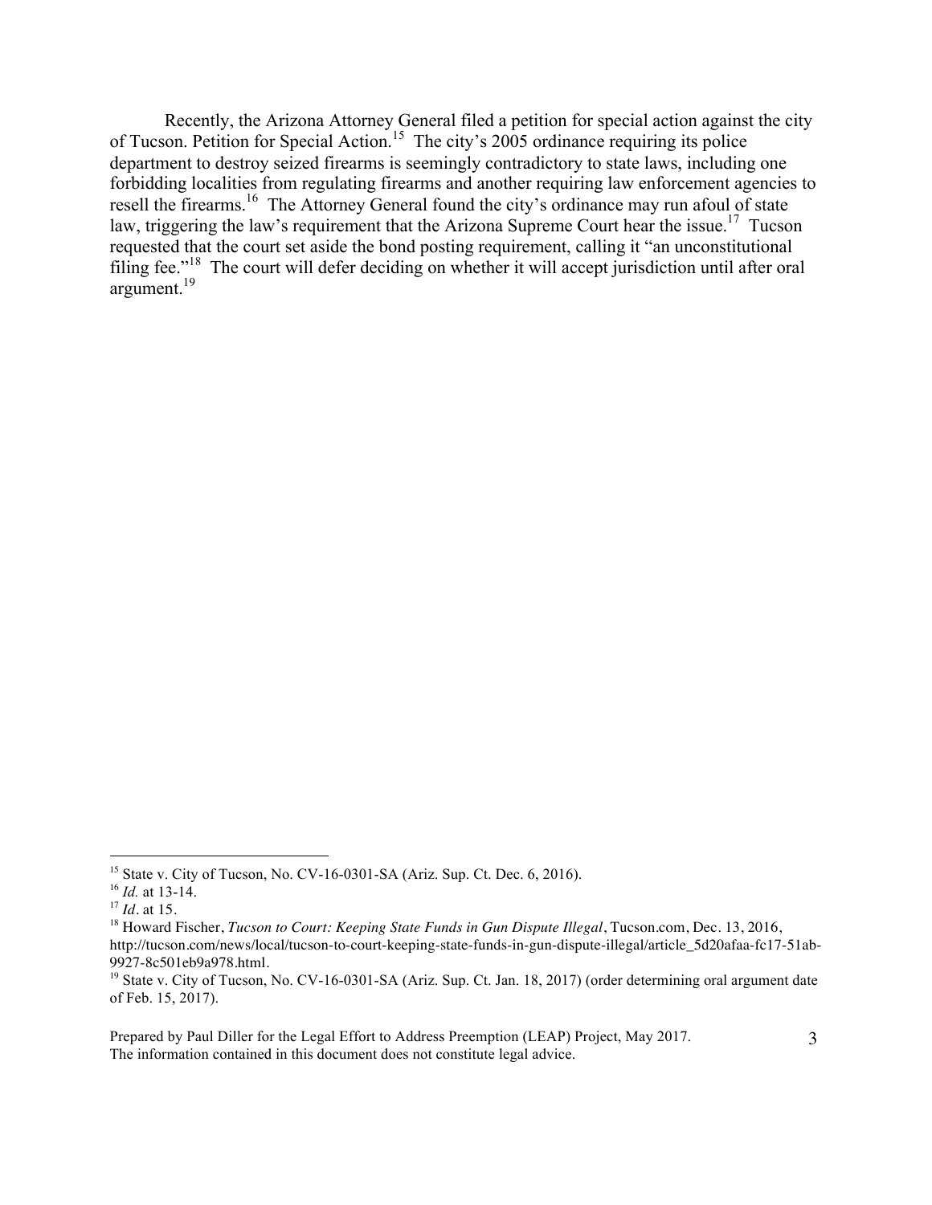Recently, the Arizona Attorney General filed a petition for special action against the city of Tucson. Petition for Special Action.[15] The city's 2005 ordinance requiring its police department to destroy seized firearms is seemingly contradictory to state laws, including one forbidding localities from regulating firearms and another requiring law enforcement agencies to resell the firearms.[16] The Attorney General found the city's ordinance may run afoul of state law, triggering the law's requirement that the Arizona Supreme Court hear the issue.[17] Tucson requested that the court set aside the bond posting requirement, calling it "an unconstitutional filing fee."[18] The court will defer deciding on whether it will accept jurisdiction until after oral argument.[19]

---

[15] State v. City of Tucson, No. CV-16-0301-SA (Ariz. Sup. Ct. Dec. 6, 2016).

[16] *Id.* at 13-14.

[17] *Id*. at 15.

[18] Howard Fischer, ***Tucson to Court: Keeping State Funds in Gun Dispute Illegal***, Tucson.com, Dec. 13, 2016, http://tucson.com/news/local/tucson-to-court-keeping-state-funds-in-gun-dispute-illegal/article_5d20afaa-fc17-51ab-9927-8c501eb9a978.html.

[19] State v. City of Tucson, No. CV-16-0301-SA (Ariz. Sup. Ct. Jan. 18, 2017) (order determining oral argument date of Feb. 15, 2017).

Prepared by Paul Diller for the Legal Effort to Address Preemption (LEAP) Project, May 2017.
The information contained in this document does not constitute legal advice.